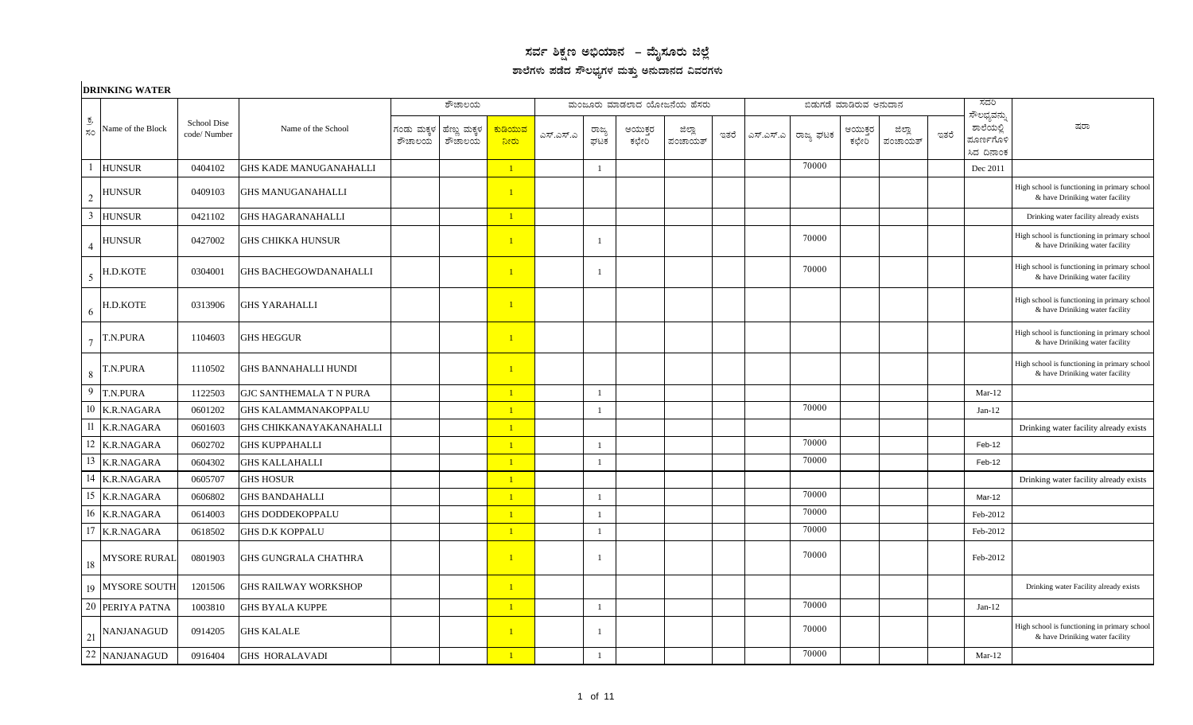# ಸರ್ವ ಶಿಕ್ಷಣ ಅಭಿಯಾನ – ಮೈಸೂರು ಜಿಲ್ಲೆ

## ಶಾಲೆಗಳು ಪಡೆದ ಸೌಲಭ್ಯಗಳ ಮತ್ತು ಅನುದಾನದ ವಿವರಗಳು

**DRINKING WATER**

| ಕ್ರ. ಸಂ | Name of the Block | School Dise code/ Number | Name of the School | ಶೌಚಾಲಯ | | | ಮಂಜೂರು ಮಾಡಲಾದ ಯೋಜನೆಯ ಹೆಸರು | | | | | ಬಿಡುಗಡೆ ಮಾಡಿರುವ ಅನುದಾನ | | | | | ಸದರಿ ಸೌಲಭ್ಯವನ್ನು ಶಾಲೆಯಲ್ಲಿ ಪೂರ್ಣಗೊಳಿಸಿದ ದಿನಾಂಕ | ಷರಾ |
|---|---|---|---|---|---|---|---|---|---|---|---|---|---|---|---|---|---|---|
| | | | | ಗಂಡು ಮಕ್ಕಳ ಶೌಚಾಲಯ | ಹೆಣ್ಣು ಮಕ್ಕಳ ಶೌಚಾಲಯ | ಕುಡಿಯುವ ನೀರು | ಎಸ್.ಎಸ್.ಎ | ರಾಜ್ಯ ಘಟಕ | ಆಯುಕ್ತರ ಕಛೇರಿ | ಜಿಲ್ಲಾ ಪಂಚಾಯತ್ | ಇತರೆ | ಎಸ್.ಎಸ್.ಎ | ರಾಜ್ಯ ಘಟಕ | ಆಯುಕ್ತರ ಕಛೇರಿ | ಜಿಲ್ಲಾ ಪಂಚಾಯತ್ | ಇತರೆ | | |
| 1 | HUNSUR | 0404102 | GHS KADE MANUGANAHALLI | | | 1 | | 1 | | | | | 70000 | | | | Dec 2011 | |
| 2 | HUNSUR | 0409103 | GHS MANUGANAHALLI | | | 1 | | | | | | | | | | | | High school is functioning in primary school & have Driniking water facility |
| 3 | HUNSUR | 0421102 | GHS HAGARANAHALLI | | | 1 | | | | | | | | | | | | Drinking water facility already exists |
| 4 | HUNSUR | 0427002 | GHS CHIKKA HUNSUR | | | 1 | | 1 | | | | | 70000 | | | | | High school is functioning in primary school & have Driniking water facility |
| 5 | H.D.KOTE | 0304001 | GHS BACHEGOWDANAHALLI | | | 1 | | 1 | | | | | 70000 | | | | | High school is functioning in primary school & have Driniking water facility |
| 6 | H.D.KOTE | 0313906 | GHS YARAHALLI | | | 1 | | | | | | | | | | | | High school is functioning in primary school & have Driniking water facility |
| 7 | T.N.PURA | 1104603 | GHS HEGGUR | | | 1 | | | | | | | | | | | | High school is functioning in primary school & have Driniking water facility |
| 8 | T.N.PURA | 1110502 | GHS BANNAHALLI HUNDI | | | 1 | | | | | | | | | | | | High school is functioning in primary school & have Driniking water facility |
| 9 | T.N.PURA | 1122503 | GJC SANTHEMALA T N PURA | | | 1 | | 1 | | | | | | | | | Mar-12 | |
| 10 | K.R.NAGARA | 0601202 | GHS KALAMMANAKOPPALU | | | 1 | | 1 | | | | | 70000 | | | | Jan-12 | |
| 11 | K.R.NAGARA | 0601603 | GHS CHIKKANAYAKANAHALLI | | | 1 | | | | | | | | | | | | Drinking water facility already exists |
| 12 | K.R.NAGARA | 0602702 | GHS KUPPAHALLI | | | 1 | | 1 | | | | | 70000 | | | | Feb-12 | |
| 13 | K.R.NAGARA | 0604302 | GHS KALLAHALLI | | | 1 | | 1 | | | | | 70000 | | | | Feb-12 | |
| 14 | K.R.NAGARA | 0605707 | GHS HOSUR | | | 1 | | | | | | | | | | | | Drinking water facility already exists |
| 15 | K.R.NAGARA | 0606802 | GHS BANDAHALLI | | | 1 | | 1 | | | | | 70000 | | | | Mar-12 | |
| 16 | K.R.NAGARA | 0614003 | GHS DODDEKOPPALU | | | 1 | | 1 | | | | | 70000 | | | | Feb-2012 | |
| 17 | K.R.NAGARA | 0618502 | GHS D.K KOPPALU | | | 1 | | 1 | | | | | 70000 | | | | Feb-2012 | |
| 18 | MYSORE RURAL | 0801903 | GHS GUNGRALA CHATHRA | | | 1 | | 1 | | | | | 70000 | | | | Feb-2012 | |
| 19 | MYSORE SOUTH | 1201506 | GHS RAILWAY WORKSHOP | | | 1 | | | | | | | | | | | | Drinking water Facility already exists |
| 20 | PERIYA PATNA | 1003810 | GHS BYALA KUPPE | | | 1 | | 1 | | | | | 70000 | | | | Jan-12 | |
| 21 | NANJANAGUD | 0914205 | GHS KALALE | | | 1 | | 1 | | | | | 70000 | | | | | High school is functioning in primary school & have Driniking water facility |
| 22 | NANJANAGUD | 0916404 | GHS HORALAVADI | | | 1 | | 1 | | | | | 70000 | | | | Mar-12 | |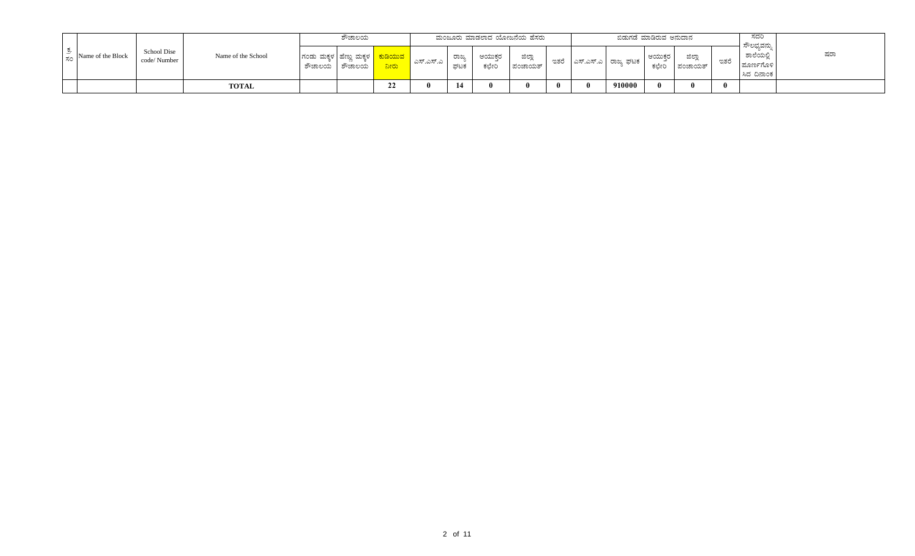| ಕ್ರ. ಸಂ | Name of the Block | School Dise code/ Number | Name of the School | ಶೌಚಾಲಯ | | | ಮಂಜೂರು ಮಾಡಲಾದ ಯೋಜನೆಯ ಹೆಸರು | | | | | ಬಿಡುಗಡೆ ಮಾಡಿರುವ ಅನುದಾನ | | | | | ಸದರಿ ಸೌಲಭ್ಯವನ್ನು ಶಾಲೆಯಲ್ಲಿ ಪೂರ್ಣಗೊಳಿಸಿದ ದಿನಾಂಕ | ಷರಾ |
|---|---|---|---|---|---|---|---|---|---|---|---|---|---|---|---|---|---|---|
| | | | | ಗಂಡು ಮಕ್ಕಳ ಶೌಚಾಲಯ | ಹೆಣ್ಣು ಮಕ್ಕಳ ಶೌಚಾಲಯ | ಕುಡಿಯುವ ನೀರು | ಎಸ್.ಎಸ್.ಎ | ರಾಜ್ಯ ಘಟಕ | ಆಯುಕ್ತರ ಕಛೇರಿ | ಜಿಲ್ಲಾ ಪಂಚಾಯತ್ | ಇತರೆ | ಎಸ್.ಎಸ್.ಎ | ರಾಜ್ಯ ಘಟಕ | ಆಯುಕ್ತರ ಕಛೇರಿ | ಜಿಲ್ಲಾ ಪಂಚಾಯತ್ | ಇತರೆ | | |
| | | | **TOTAL** | | | **22** | **0** | **14** | **0** | **0** | **0** | **0** | **910000** | **0** | **0** | **0** | | |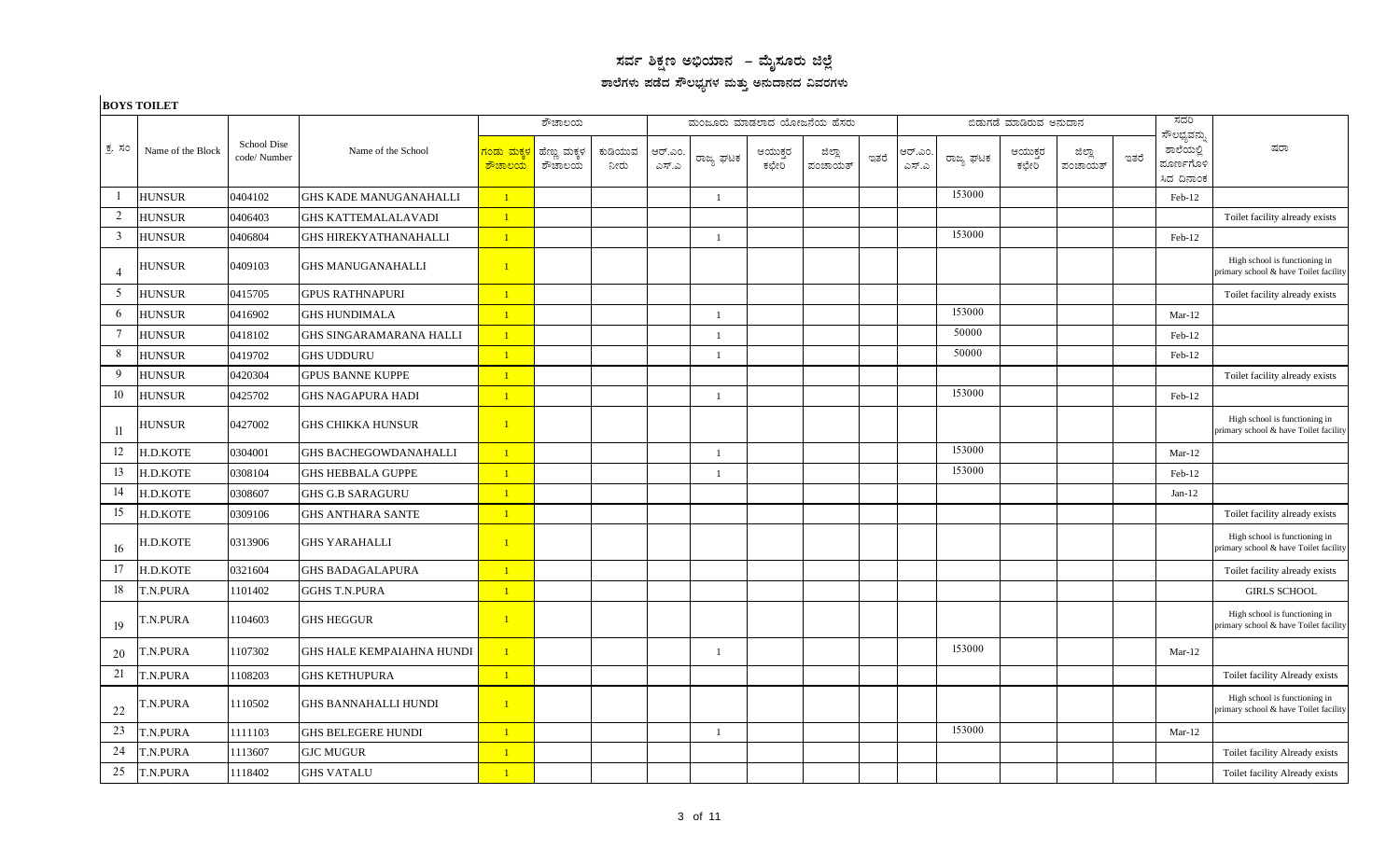# ಸರ್ವ ಶಿಕ್ಷಣ ಅಭಿಯಾನ – ಮೈಸೂರು ಜಿಲ್ಲೆ

## ಶಾಲೆಗಳು ಪಡೆದ ಸೌಲಭ್ಯಗಳ ಮತ್ತು ಅನುದಾನದ ವಿವರಗಳು

**BOYS TOILET**

| ಕ್ರ. ಸಂ | Name of the Block | School Dise code/ Number | Name of the School | ಶೌಚಾಲಯ | | | ಮಂಜೂರು ಮಾಡಲಾದ ಯೋಜನೆಯ ಹೆಸರು | | | | | ಬಿಡುಗಡೆ ಮಾಡಿರುವ ಅನುದಾನ | | | | | ಸದರಿ ಸೌಲಭ್ಯವನ್ನು ಶಾಲೆಯಲ್ಲಿ ಪೂರ್ಣಗೊಳಿಸಿದ ದಿನಾಂಕ | ಷರಾ |
|---|---|---|---|---|---|---|---|---|---|---|---|---|---|---|---|---|---|---|
| | | | | ಗಂಡು ಮಕ್ಕಳ ಶೌಚಾಲಯ | ಹೆಣ್ಣು ಮಕ್ಕಳ ಶೌಚಾಲಯ | ಕುಡಿಯುವ ನೀರು | ಆರ್.ಎಂ.ಎಸ್.ಎ | ರಾಜ್ಯ ಘಟಕ | ಆಯುಕ್ತರ ಕಛೇರಿ | ಜಿಲ್ಲಾ ಪಂಚಾಯತ್ | ಇತರೆ | ಆರ್.ಎಂ.ಎಸ್.ಎ | ರಾಜ್ಯ ಘಟಕ | ಆಯುಕ್ತರ ಕಛೇರಿ | ಜಿಲ್ಲಾ ಪಂಚಾಯತ್ | ಇತರೆ | | |
| 1 | HUNSUR | 0404102 | GHS KADE MANUGANAHALLI | 1 | | | | 1 | | | | | 153000 | | | | Feb-12 | |
| 2 | HUNSUR | 0406403 | GHS KATTEMALALAVADI | 1 | | | | | | | | | | | | | | Toilet facility already exists |
| 3 | HUNSUR | 0406804 | GHS HIREKYATHANAHALLI | 1 | | | | 1 | | | | | 153000 | | | | Feb-12 | |
| 4 | HUNSUR | 0409103 | GHS MANUGANAHALLI | 1 | | | | | | | | | | | | | | High school is functioning in primary school & have Toilet facility |
| 5 | HUNSUR | 0415705 | GPUS RATHNAPURI | 1 | | | | | | | | | | | | | | Toilet facility already exists |
| 6 | HUNSUR | 0416902 | GHS HUNDIMALA | 1 | | | | 1 | | | | | 153000 | | | | Mar-12 | |
| 7 | HUNSUR | 0418102 | GHS SINGARAMARANA HALLI | 1 | | | | 1 | | | | | 50000 | | | | Feb-12 | |
| 8 | HUNSUR | 0419702 | GHS UDDURU | 1 | | | | 1 | | | | | 50000 | | | | Feb-12 | |
| 9 | HUNSUR | 0420304 | GPUS BANNE KUPPE | 1 | | | | | | | | | | | | | | Toilet facility already exists |
| 10 | HUNSUR | 0425702 | GHS NAGAPURA HADI | 1 | | | | 1 | | | | | 153000 | | | | Feb-12 | |
| 11 | HUNSUR | 0427002 | GHS CHIKKA HUNSUR | 1 | | | | | | | | | | | | | | High school is functioning in primary school & have Toilet facility |
| 12 | H.D.KOTE | 0304001 | GHS BACHEGOWDANAHALLI | 1 | | | | 1 | | | | | 153000 | | | | Mar-12 | |
| 13 | H.D.KOTE | 0308104 | GHS HEBBALA GUPPE | 1 | | | | 1 | | | | | 153000 | | | | Feb-12 | |
| 14 | H.D.KOTE | 0308607 | GHS G.B SARAGURU | 1 | | | | | | | | | | | | | Jan-12 | |
| 15 | H.D.KOTE | 0309106 | GHS ANTHARA SANTE | 1 | | | | | | | | | | | | | | Toilet facility already exists |
| 16 | H.D.KOTE | 0313906 | GHS YARAHALLI | 1 | | | | | | | | | | | | | | High school is functioning in primary school & have Toilet facility |
| 17 | H.D.KOTE | 0321604 | GHS BADAGALAPURA | 1 | | | | | | | | | | | | | | Toilet facility already exists |
| 18 | T.N.PURA | 1101402 | GGHS T.N.PURA | 1 | | | | | | | | | | | | | | GIRLS SCHOOL |
| 19 | T.N.PURA | 1104603 | GHS HEGGUR | 1 | | | | | | | | | | | | | | High school is functioning in primary school & have Toilet facility |
| 20 | T.N.PURA | 1107302 | GHS HALE KEMPAIAHNA HUNDI | 1 | | | | 1 | | | | | 153000 | | | | Mar-12 | |
| 21 | T.N.PURA | 1108203 | GHS KETHUPURA | 1 | | | | | | | | | | | | | | Toilet facility Already exists |
| 22 | T.N.PURA | 1110502 | GHS BANNAHALLI HUNDI | 1 | | | | | | | | | | | | | | High school is functioning in primary school & have Toilet facility |
| 23 | T.N.PURA | 1111103 | GHS BELEGERE HUNDI | 1 | | | | 1 | | | | | 153000 | | | | Mar-12 | |
| 24 | T.N.PURA | 1113607 | GJC MUGUR | 1 | | | | | | | | | | | | | | Toilet facility Already exists |
| 25 | T.N.PURA | 1118402 | GHS VATALU | 1 | | | | | | | | | | | | | | Toilet facility Already exists |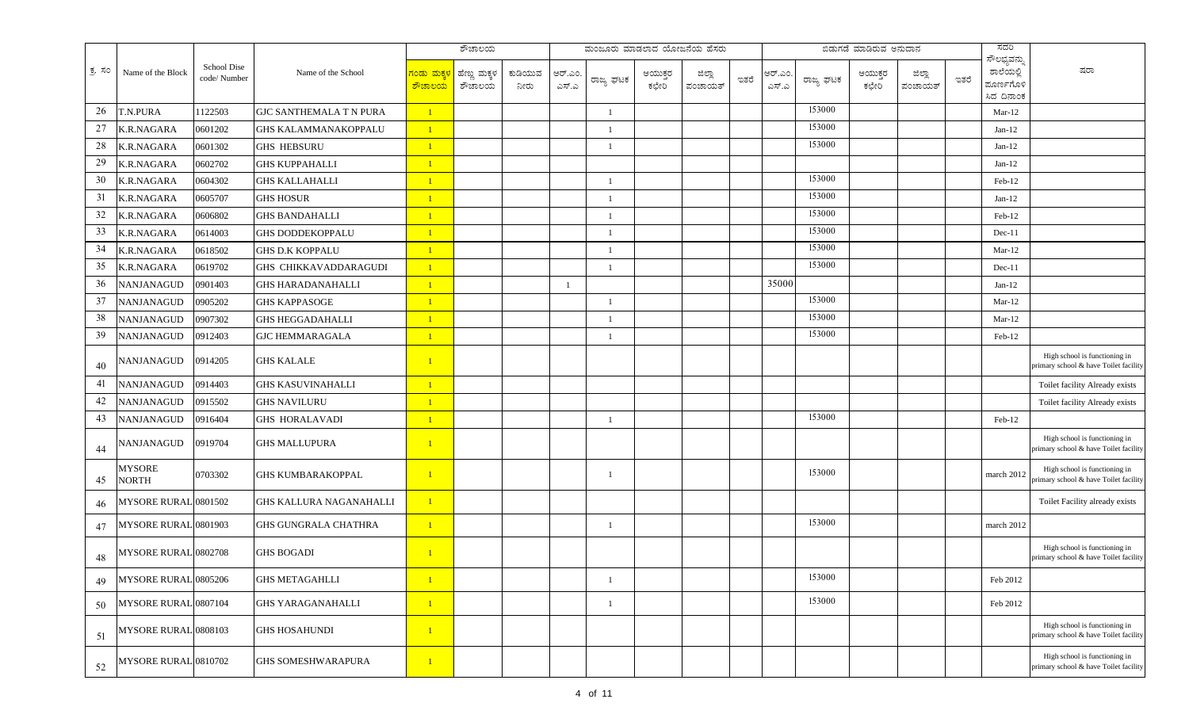| ಕ್ರ. ಸಂ | Name of the Block | School Dise code/ Number | Name of the School | ಶೌಚಾಲಯ | | | ಮಂಜೂರು ಮಾಡಲಾದ ಯೋಜನೆಯ ಹೆಸರು | | | | | ಬಿಡುಗಡೆ ಮಾಡಿರುವ ಅನುದಾನ | | | | | ಸದರಿ ಸೌಲಭ್ಯವನ್ನು ಶಾಲೆಯಲ್ಲಿ ಪೂರ್ಣಗೊಳಿಸಿದ ದಿನಾಂಕ | ಷರಾ |
|---|---|---|---|---|---|---|---|---|---|---|---|---|---|---|---|---|---|---|
| | | | | ಗಂಡು ಮಕ್ಕಳ ಶೌಚಾಲಯ | ಹೆಣ್ಣು ಮಕ್ಕಳ ಶೌಚಾಲಯ | ಕುಡಿಯುವ ನೀರು | ಆರ್.ಎಂ.ಎಸ್.ಎ | ರಾಜ್ಯ ಘಟಕ | ಆಯುಕ್ತರ ಕಛೇರಿ | ಜಿಲ್ಲಾ ಪಂಚಾಯತ್ | ಇತರೆ | ಆರ್.ಎಂ.ಎಸ್.ಎ | ರಾಜ್ಯ ಘಟಕ | ಆಯುಕ್ತರ ಕಛೇರಿ | ಜಿಲ್ಲಾ ಪಂಚಾಯತ್ | ಇತರೆ | | |
| 26 | T.N.PURA | 1122503 | GJC SANTHEMALA T N PURA | 1 | | | | 1 | | | | | 153000 | | | | Mar-12 | |
| 27 | K.R.NAGARA | 0601202 | GHS KALAMMANAKOPPALU | 1 | | | | 1 | | | | | 153000 | | | | Jan-12 | |
| 28 | K.R.NAGARA | 0601302 | GHS HEBSURU | 1 | | | | 1 | | | | | 153000 | | | | Jan-12 | |
| 29 | K.R.NAGARA | 0602702 | GHS KUPPAHALLI | 1 | | | | | | | | | | | | | Jan-12 | |
| 30 | K.R.NAGARA | 0604302 | GHS KALLAHALLI | 1 | | | | 1 | | | | | 153000 | | | | Feb-12 | |
| 31 | K.R.NAGARA | 0605707 | GHS HOSUR | 1 | | | | 1 | | | | | 153000 | | | | Jan-12 | |
| 32 | K.R.NAGARA | 0606802 | GHS BANDAHALLI | 1 | | | | 1 | | | | | 153000 | | | | Feb-12 | |
| 33 | K.R.NAGARA | 0614003 | GHS DODDEKOPPALU | 1 | | | | 1 | | | | | 153000 | | | | Dec-11 | |
| 34 | K.R.NAGARA | 0618502 | GHS D.K KOPPALU | 1 | | | | 1 | | | | | 153000 | | | | Mar-12 | |
| 35 | K.R.NAGARA | 0619702 | GHS CHIKKAVADDARAGUDI | 1 | | | | 1 | | | | | 153000 | | | | Dec-11 | |
| 36 | NANJANAGUD | 0901403 | GHS HARADANAHALLI | 1 | | | 1 | | | | | 35000 | | | | | Jan-12 | |
| 37 | NANJANAGUD | 0905202 | GHS KAPPASOGE | 1 | | | | 1 | | | | | 153000 | | | | Mar-12 | |
| 38 | NANJANAGUD | 0907302 | GHS HEGGADAHALLI | 1 | | | | 1 | | | | | 153000 | | | | Mar-12 | |
| 39 | NANJANAGUD | 0912403 | GJC HEMMARAGALA | 1 | | | | 1 | | | | | 153000 | | | | Feb-12 | |
| 40 | NANJANAGUD | 0914205 | GHS KALALE | 1 | | | | | | | | | | | | | | High school is functioning in primary school & have Toilet facility |
| 41 | NANJANAGUD | 0914403 | GHS KASUVINAHALLI | 1 | | | | | | | | | | | | | | Toilet facility Already exists |
| 42 | NANJANAGUD | 0915502 | GHS NAVILURU | 1 | | | | | | | | | | | | | | Toilet facility Already exists |
| 43 | NANJANAGUD | 0916404 | GHS HORALAVADI | 1 | | | | 1 | | | | | 153000 | | | | Feb-12 | |
| 44 | NANJANAGUD | 0919704 | GHS MALLUPURA | 1 | | | | | | | | | | | | | | High school is functioning in primary school & have Toilet facility |
| 45 | MYSORE NORTH | 0703302 | GHS KUMBARAKOPPAL | 1 | | | | 1 | | | | | 153000 | | | | march 2012 | High school is functioning in primary school & have Toilet facility |
| 46 | MYSORE RURAL | 0801502 | GHS KALLURA NAGANAHALLI | 1 | | | | | | | | | | | | | | Toilet Facility already exists |
| 47 | MYSORE RURAL | 0801903 | GHS GUNGRALA CHATHRA | 1 | | | | 1 | | | | | 153000 | | | | march 2012 | |
| 48 | MYSORE RURAL | 0802708 | GHS BOGADI | 1 | | | | | | | | | | | | | | High school is functioning in primary school & have Toilet facility |
| 49 | MYSORE RURAL | 0805206 | GHS METAGAHLLI | 1 | | | | 1 | | | | | 153000 | | | | Feb 2012 | |
| 50 | MYSORE RURAL | 0807104 | GHS YARAGANAHALLI | 1 | | | | 1 | | | | | 153000 | | | | Feb 2012 | |
| 51 | MYSORE RURAL | 0808103 | GHS HOSAHUNDI | 1 | | | | | | | | | | | | | | High school is functioning in primary school & have Toilet facility |
| 52 | MYSORE RURAL | 0810702 | GHS SOMESHWARAPURA | 1 | | | | | | | | | | | | | | High school is functioning in primary school & have Toilet facility |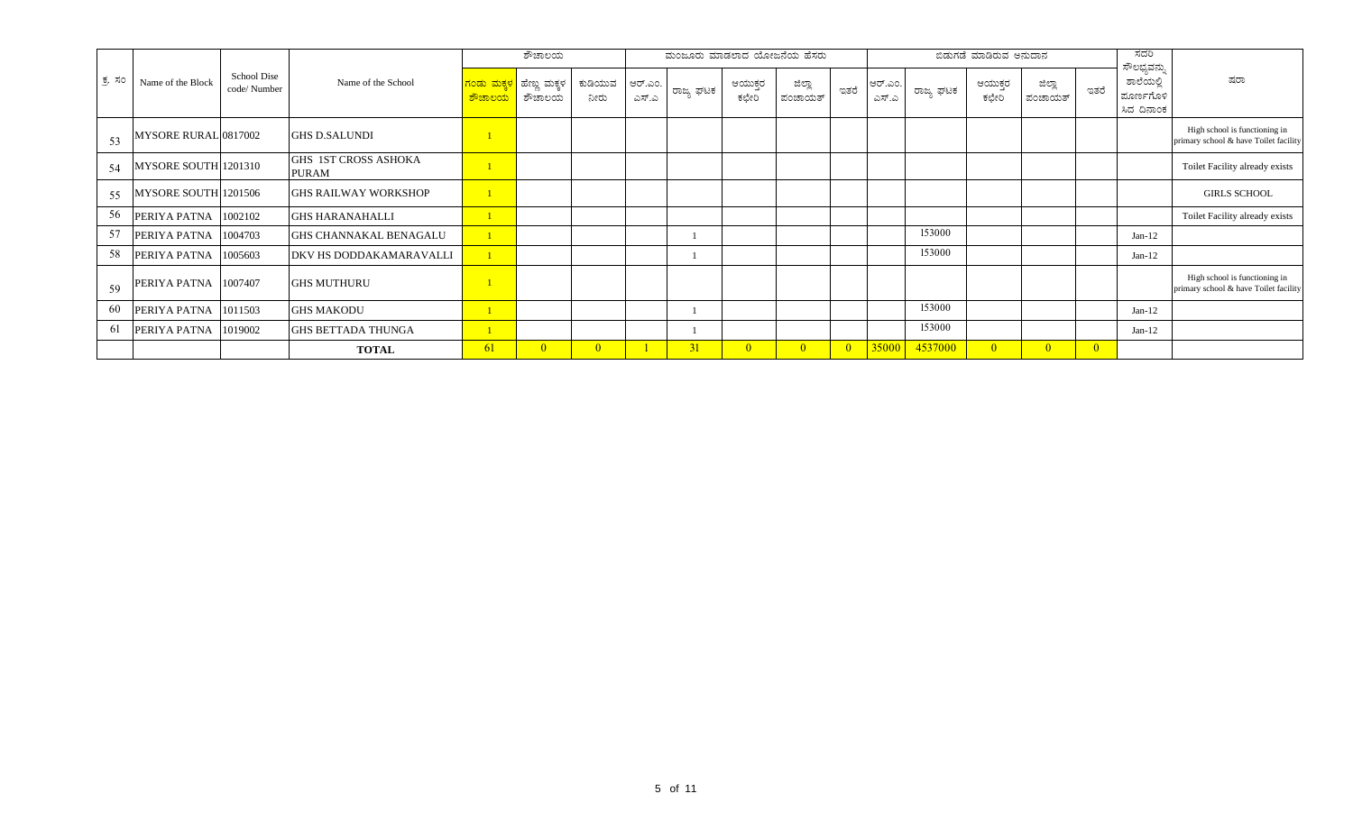| ಕ್ರ. ಸಂ | Name of the Block | School Dise code/ Number | Name of the School | ಶೌಚಾಲಯ | | | ಮಂಜೂರು ಮಾಡಲಾದ ಯೋಜನೆಯ ಹೆಸರು | | | | | ಬಿಡುಗಡೆ ಮಾಡಿರುವ ಅನುದಾನ | | | | | ಸದರಿ ಸೌಲಭ್ಯವನ್ನು ಶಾಲೆಯಲ್ಲಿ ಪೂರ್ಣಗೊಳಿಸಿದ ದಿನಾಂಕ | ಷರಾ |
|---|---|---|---|---|---|---|---|---|---|---|---|---|---|---|---|---|---|---|
| | | | | ಗಂಡು ಮಕ್ಕಳ ಶೌಚಾಲಯ | ಹೆಣ್ಣು ಮಕ್ಕಳ ಶೌಚಾಲಯ | ಕುಡಿಯುವ ನೀರು | ಆರ್.ಎಂ. ಎಸ್.ಎ | ರಾಜ್ಯ ಘಟಕ | ಆಯುಕ್ತರ ಕಛೇರಿ | ಜಿಲ್ಲಾ ಪಂಚಾಯತ್ | ಇತರೆ | ಆರ್.ಎಂ. ಎಸ್.ಎ | ರಾಜ್ಯ ಘಟಕ | ಆಯುಕ್ತರ ಕಛೇರಿ | ಜಿಲ್ಲಾ ಪಂಚಾಯತ್ | ಇತರೆ | | |
| 53 | MYSORE RURAL | 0817002 | GHS D.SALUNDI | 1 | | | | | | | | | | | | | | High school is functioning in primary school & have Toilet facility |
| 54 | MYSORE SOUTH | 1201310 | GHS 1ST CROSS ASHOKA PURAM | 1 | | | | | | | | | | | | | | Toilet Facility already exists |
| 55 | MYSORE SOUTH | 1201506 | GHS RAILWAY WORKSHOP | 1 | | | | | | | | | | | | | | GIRLS SCHOOL |
| 56 | PERIYA PATNA | 1002102 | GHS HARANAHALLI | 1 | | | | | | | | | | | | | | Toilet Facility already exists |
| 57 | PERIYA PATNA | 1004703 | GHS CHANNAKAL BENAGALU | 1 | | | | 1 | | | | | 153000 | | | | Jan-12 | |
| 58 | PERIYA PATNA | 1005603 | DKV HS DODDAKAMARAVALLI | 1 | | | | 1 | | | | | 153000 | | | | Jan-12 | |
| 59 | PERIYA PATNA | 1007407 | GHS MUTHURU | 1 | | | | | | | | | | | | | | High school is functioning in primary school & have Toilet facility |
| 60 | PERIYA PATNA | 1011503 | GHS MAKODU | 1 | | | | 1 | | | | | 153000 | | | | Jan-12 | |
| 61 | PERIYA PATNA | 1019002 | GHS BETTADA THUNGA | 1 | | | | 1 | | | | | 153000 | | | | Jan-12 | |
| | | | **TOTAL** | 61 | 0 | 0 | 1 | 31 | 0 | 0 | 0 | 35000 | 4537000 | 0 | 0 | 0 | | |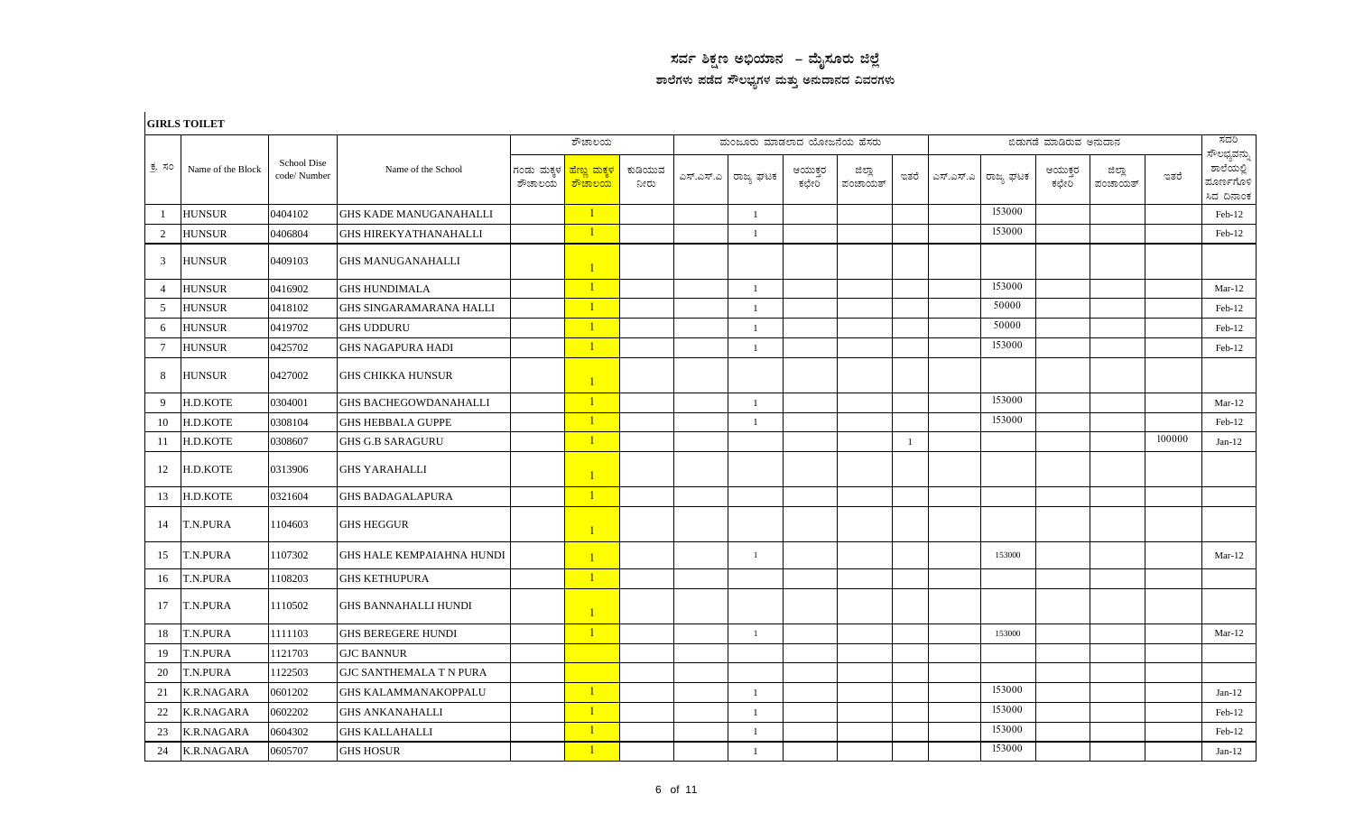# ಸರ್ವ ಶಿಕ್ಷಣ ಅಭಿಯಾನ – ಮೈಸೂರು ಜಿಲ್ಲೆ

## ಶಾಲೆಗಳು ಪಡೆದ ಸೌಲಭ್ಯಗಳ ಮತ್ತು ಅನುದಾನದ ವಿವರಗಳು

**GIRLS TOILET**

| ಕ್ರ. ಸಂ | Name of the Block | School Dise code/ Number | Name of the School | ಶೌಚಾಲಯ | | | ಮಂಜೂರು ಮಾಡಲಾದ ಯೋಜನೆಯ ಹೆಸರು | | | | | ಬಿಡುಗಡೆ ಮಾಡಿರುವ ಅನುದಾನ | | | | | ಸದರಿ ಸೌಲಭ್ಯವನ್ನು ಶಾಲೆಯಲ್ಲಿ ಪೂರ್ಣಗೊಳಿಸಿದ ದಿನಾಂಕ |
|---|---|---|---|---|---|---|---|---|---|---|---|---|---|---|---|---|---|
| | | | | ಗಂಡು ಮಕ್ಕಳ ಶೌಚಾಲಯ | ಹೆಣ್ಣು ಮಕ್ಕಳ ಶೌಚಾಲಯ | ಕುಡಿಯುವ ನೀರು | ಎಸ್.ಎಸ್.ಎ | ರಾಜ್ಯ ಘಟಕ | ಆಯುಕ್ತರ ಕಛೇರಿ | ಜಿಲ್ಲಾ ಪಂಚಾಯತ್ | ಇತರೆ | ಎಸ್.ಎಸ್.ಎ | ರಾಜ್ಯ ಘಟಕ | ಆಯುಕ್ತರ ಕಛೇರಿ | ಜಿಲ್ಲಾ ಪಂಚಾಯತ್ | ಇತರೆ | |
| 1 | HUNSUR | 0404102 | GHS KADE MANUGANAHALLI | | 1 | | | 1 | | | | | 153000 | | | | Feb-12 |
| 2 | HUNSUR | 0406804 | GHS HIREKYATHANAHALLI | | 1 | | | 1 | | | | | 153000 | | | | Feb-12 |
| 3 | HUNSUR | 0409103 | GHS MANUGANAHALLI | | 1 | | | | | | | | | | | | |
| 4 | HUNSUR | 0416902 | GHS HUNDIMALA | | 1 | | | 1 | | | | | 153000 | | | | Mar-12 |
| 5 | HUNSUR | 0418102 | GHS SINGARAMARANA HALLI | | 1 | | | 1 | | | | | 50000 | | | | Feb-12 |
| 6 | HUNSUR | 0419702 | GHS UDDURU | | 1 | | | 1 | | | | | 50000 | | | | Feb-12 |
| 7 | HUNSUR | 0425702 | GHS NAGAPURA HADI | | 1 | | | 1 | | | | | 153000 | | | | Feb-12 |
| 8 | HUNSUR | 0427002 | GHS CHIKKA HUNSUR | | 1 | | | | | | | | | | | | |
| 9 | H.D.KOTE | 0304001 | GHS BACHEGOWDANAHALLI | | 1 | | | 1 | | | | | 153000 | | | | Mar-12 |
| 10 | H.D.KOTE | 0308104 | GHS HEBBALA GUPPE | | 1 | | | 1 | | | | | 153000 | | | | Feb-12 |
| 11 | H.D.KOTE | 0308607 | GHS G.B SARAGURU | | 1 | | | | | | 1 | | | | | 100000 | Jan-12 |
| 12 | H.D.KOTE | 0313906 | GHS YARAHALLI | | 1 | | | | | | | | | | | | |
| 13 | H.D.KOTE | 0321604 | GHS BADAGALAPURA | | 1 | | | | | | | | | | | | |
| 14 | T.N.PURA | 1104603 | GHS HEGGUR | | 1 | | | | | | | | | | | | |
| 15 | T.N.PURA | 1107302 | GHS HALE KEMPAIAHNA HUNDI | | 1 | | | 1 | | | | | 153000 | | | | Mar-12 |
| 16 | T.N.PURA | 1108203 | GHS KETHUPURA | | 1 | | | | | | | | | | | | |
| 17 | T.N.PURA | 1110502 | GHS BANNAHALLI HUNDI | | 1 | | | | | | | | | | | | |
| 18 | T.N.PURA | 1111103 | GHS BEREGERE HUNDI | | 1 | | | 1 | | | | | 153000 | | | | Mar-12 |
| 19 | T.N.PURA | 1121703 | GJC BANNUR | | | | | | | | | | | | | | |
| 20 | T.N.PURA | 1122503 | GJC SANTHEMALA T N PURA | | | | | | | | | | | | | | |
| 21 | K.R.NAGARA | 0601202 | GHS KALAMMANAKOPPALU | | 1 | | | 1 | | | | | 153000 | | | | Jan-12 |
| 22 | K.R.NAGARA | 0602202 | GHS ANKANAHALLI | | 1 | | | 1 | | | | | 153000 | | | | Feb-12 |
| 23 | K.R.NAGARA | 0604302 | GHS KALLAHALLI | | 1 | | | 1 | | | | | 153000 | | | | Feb-12 |
| 24 | K.R.NAGARA | 0605707 | GHS HOSUR | | 1 | | | 1 | | | | | 153000 | | | | Jan-12 |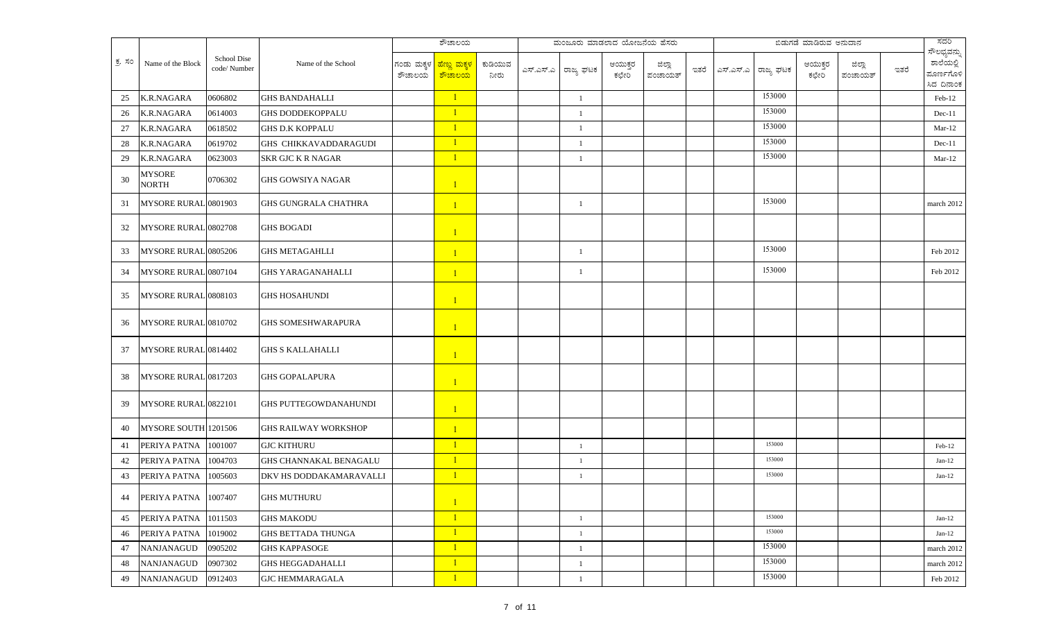| ಕ್ರ. ಸಂ | Name of the Block | School Dise code/ Number | Name of the School | ಶೌಚಾಲಯ | | | ಮಂಜೂರು ಮಾಡಲಾದ ಯೋಜನೆಯ ಹೆಸರು | | | | | ಬಿಡುಗಡೆ ಮಾಡಿರುವ ಅನುದಾನ | | | | | ಸದರಿ ಸೌಲಭ್ಯವನ್ನು ಶಾಲೆಯಲ್ಲಿ ಪೂರ್ಣಗೊಳಿಸಿದ ದಿನಾಂಕ |
|---|---|---|---|---|---|---|---|---|---|---|---|---|---|---|---|---|---|
| | | | | ಗಂಡು ಮಕ್ಕಳ ಶೌಚಾಲಯ | ಹೆಣ್ಣು ಮಕ್ಕಳ ಶೌಚಾಲಯ | ಕುಡಿಯುವ ನೀರು | ಎಸ್.ಎಸ್.ಎ | ರಾಜ್ಯ ಘಟಕ | ಆಯುಕ್ತರ ಕಛೇರಿ | ಜಿಲ್ಲಾ ಪಂಚಾಯತ್ | ಇತರೆ | ಎಸ್.ಎಸ್.ಎ | ರಾಜ್ಯ ಘಟಕ | ಆಯುಕ್ತರ ಕಛೇರಿ | ಜಿಲ್ಲಾ ಪಂಚಾಯತ್ | ಇತರೆ | |
| 25 | K.R.NAGARA | 0606802 | GHS BANDAHALLI | | 1 | | | 1 | | | | | 153000 | | | | Feb-12 |
| 26 | K.R.NAGARA | 0614003 | GHS DODDEKOPPALU | | 1 | | | 1 | | | | | 153000 | | | | Dec-11 |
| 27 | K.R.NAGARA | 0618502 | GHS D.K KOPPALU | | 1 | | | 1 | | | | | 153000 | | | | Mar-12 |
| 28 | K.R.NAGARA | 0619702 | GHS CHIKKAVADDARAGUDI | | 1 | | | 1 | | | | | 153000 | | | | Dec-11 |
| 29 | K.R.NAGARA | 0623003 | SKR GJC K R NAGAR | | 1 | | | 1 | | | | | 153000 | | | | Mar-12 |
| 30 | MYSORE NORTH | 0706302 | GHS GOWSIYA NAGAR | | 1 | | | | | | | | | | | | |
| 31 | MYSORE RURAL | 0801903 | GHS GUNGRALA CHATHRA | | 1 | | | 1 | | | | | 153000 | | | | march 2012 |
| 32 | MYSORE RURAL | 0802708 | GHS BOGADI | | 1 | | | | | | | | | | | | |
| 33 | MYSORE RURAL | 0805206 | GHS METAGAHLLI | | 1 | | | 1 | | | | | 153000 | | | | Feb 2012 |
| 34 | MYSORE RURAL | 0807104 | GHS YARAGANAHALLI | | 1 | | | 1 | | | | | 153000 | | | | Feb 2012 |
| 35 | MYSORE RURAL | 0808103 | GHS HOSAHUNDI | | 1 | | | | | | | | | | | | |
| 36 | MYSORE RURAL | 0810702 | GHS SOMESHWARAPURA | | 1 | | | | | | | | | | | | |
| 37 | MYSORE RURAL | 0814402 | GHS S KALLAHALLI | | 1 | | | | | | | | | | | | |
| 38 | MYSORE RURAL | 0817203 | GHS GOPALAPURA | | 1 | | | | | | | | | | | | |
| 39 | MYSORE RURAL | 0822101 | GHS PUTTEGOWDANAHUNDI | | 1 | | | | | | | | | | | | |
| 40 | MYSORE SOUTH | 1201506 | GHS RAILWAY WORKSHOP | | 1 | | | | | | | | | | | | |
| 41 | PERIYA PATNA | 1001007 | GJC KITHURU | | 1 | | | 1 | | | | | 153000 | | | | Feb-12 |
| 42 | PERIYA PATNA | 1004703 | GHS CHANNAKAL BENAGALU | | 1 | | | 1 | | | | | 153000 | | | | Jan-12 |
| 43 | PERIYA PATNA | 1005603 | DKV HS DODDAKAMARAVALLI | | 1 | | | 1 | | | | | 153000 | | | | Jan-12 |
| 44 | PERIYA PATNA | 1007407 | GHS MUTHURU | | 1 | | | | | | | | | | | | |
| 45 | PERIYA PATNA | 1011503 | GHS MAKODU | | 1 | | | 1 | | | | | 153000 | | | | Jan-12 |
| 46 | PERIYA PATNA | 1019002 | GHS BETTADA THUNGA | | 1 | | | 1 | | | | | 153000 | | | | Jan-12 |
| 47 | NANJANAGUD | 0905202 | GHS KAPPASOGE | | 1 | | | 1 | | | | | 153000 | | | | march 2012 |
| 48 | NANJANAGUD | 0907302 | GHS HEGGADAHALLI | | 1 | | | 1 | | | | | 153000 | | | | march 2012 |
| 49 | NANJANAGUD | 0912403 | GJC HEMMARAGALA | | 1 | | | 1 | | | | | 153000 | | | | Feb 2012 |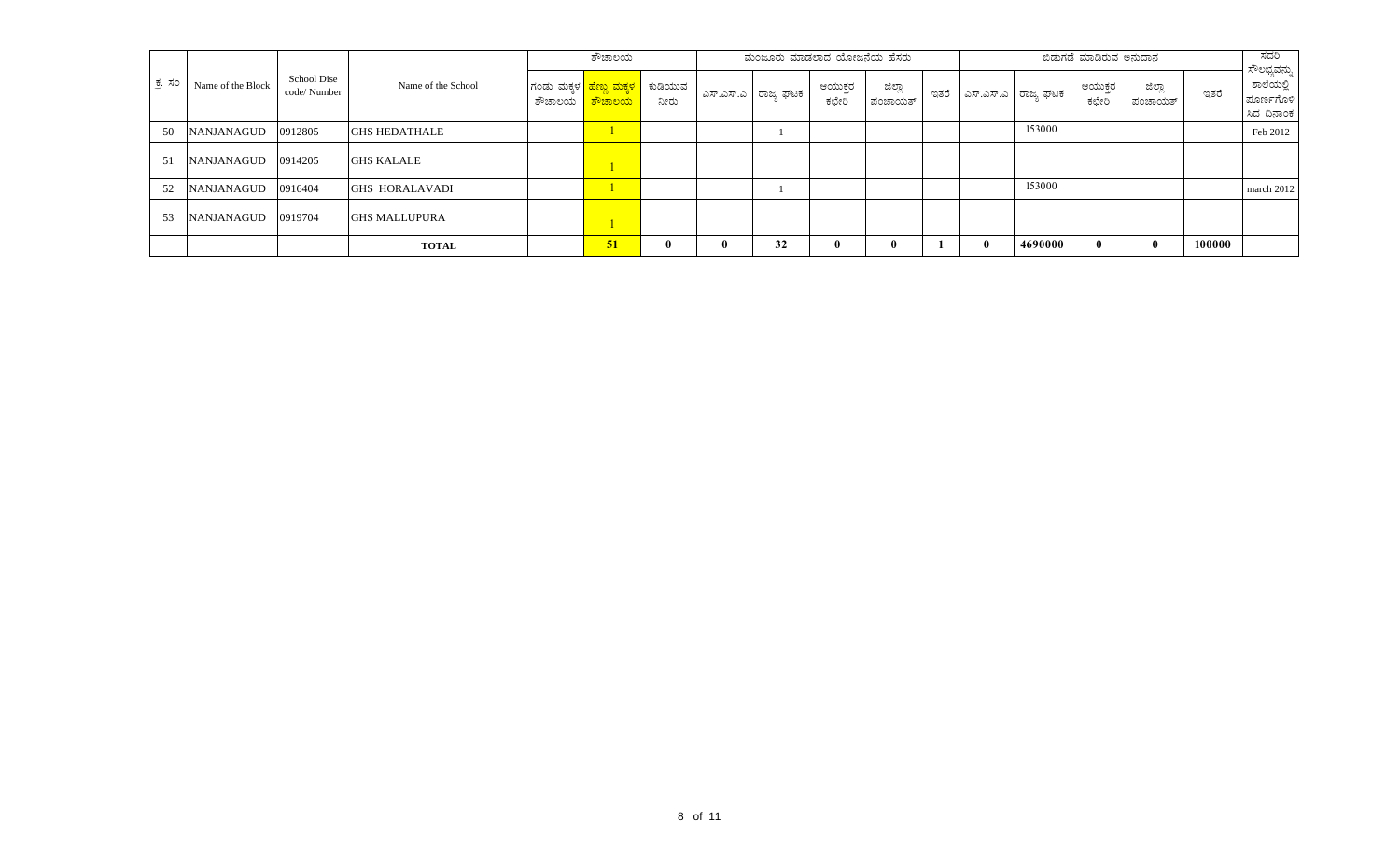| ಕ್ರ. ಸಂ | Name of the Block | School Dise code/ Number | Name of the School | ಶೌಚಾಲಯ | | | ಮಂಜೂರು ಮಾಡಲಾದ ಯೋಜನೆಯ ಹೆಸರು | | | | | ಬಿಡುಗಡೆ ಮಾಡಿರುವ ಅನುದಾನ | | | | | ಸದರಿ ಸೌಲಭ್ಯವನ್ನು ಶಾಲೆಯಲ್ಲಿ ಪೂರ್ಣಗೊಳಿಸಿದ ದಿನಾಂಕ |
|---|---|---|---|---|---|---|---|---|---|---|---|---|---|---|---|---|---|
| | | | | ಗಂಡು ಮಕ್ಕಳ ಶೌಚಾಲಯ | ಹೆಣ್ಣು ಮಕ್ಕಳ ಶೌಚಾಲಯ | ಕುಡಿಯುವ ನೀರು | ಎಸ್.ಎಸ್.ಎ | ರಾಜ್ಯ ಘಟಕ | ಆಯುಕ್ತರ ಕಛೇರಿ | ಜಿಲ್ಲಾ ಪಂಚಾಯತ್ | ಇತರೆ | ಎಸ್.ಎಸ್.ಎ | ರಾಜ್ಯ ಘಟಕ | ಆಯುಕ್ತರ ಕಛೇರಿ | ಜಿಲ್ಲಾ ಪಂಚಾಯತ್ | ಇತರೆ | |
| 50 | NANJANAGUD | 0912805 | GHS HEDATHALE | | 1 | | | 1 | | | | | 153000 | | | | Feb 2012 |
| 51 | NANJANAGUD | 0914205 | GHS KALALE | | 1 | | | | | | | | | | | | |
| 52 | NANJANAGUD | 0916404 | GHS HORALAVADI | | 1 | | | 1 | | | | | 153000 | | | | march 2012 |
| 53 | NANJANAGUD | 0919704 | GHS MALLUPURA | | 1 | | | | | | | | | | | | |
| | | | **TOTAL** | | **51** | **0** | **0** | **32** | **0** | **0** | **1** | **0** | **4690000** | **0** | **0** | **100000** | |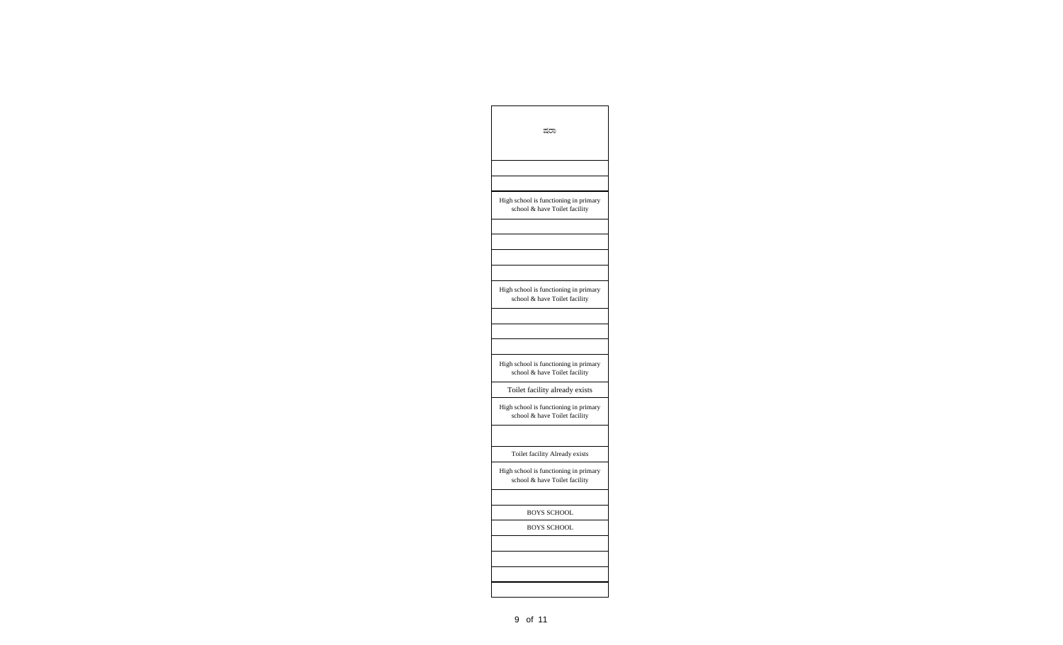| ಷರಾ |
| --- |
| |
| |
| High school is functioning in primary school & have Toilet facility |
| |
| |
| |
| |
| High school is functioning in primary school & have Toilet facility |
| |
| |
| |
| High school is functioning in primary school & have Toilet facility |
| Toilet facility already exists |
| High school is functioning in primary school & have Toilet facility |
| |
| Toilet facility Already exists |
| High school is functioning in primary school & have Toilet facility |
| |
| BOYS SCHOOL |
| BOYS SCHOOL |
| |
| |
| |
| |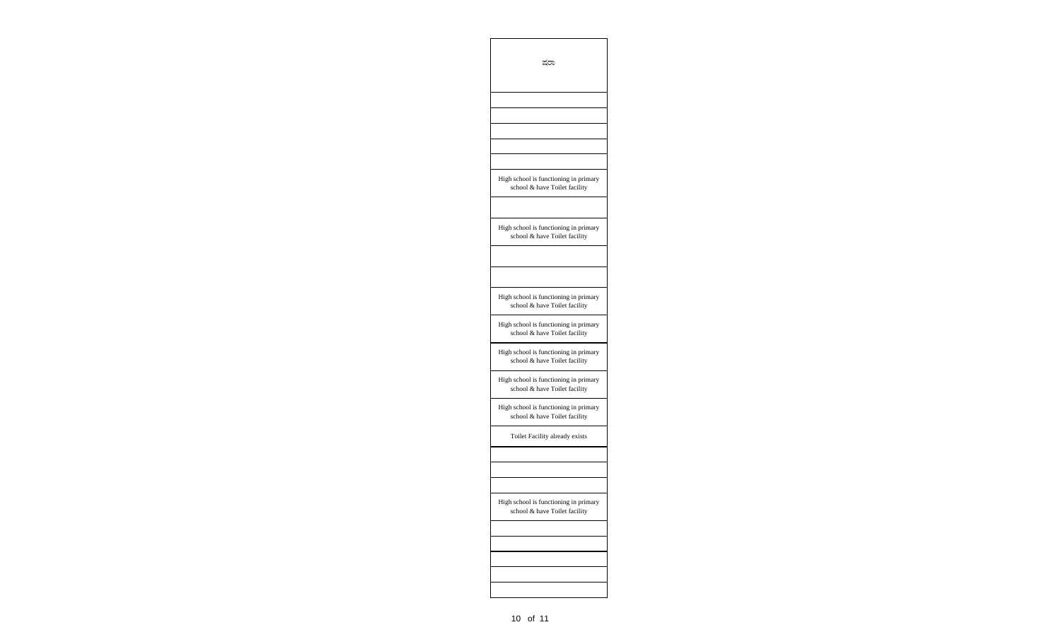| ಷರಾ |
|---|
| |
| |
| |
| |
| |
| High school is functioning in primary school & have Toilet facility |
| |
| High school is functioning in primary school & have Toilet facility |
| |
| |
| High school is functioning in primary school & have Toilet facility |
| High school is functioning in primary school & have Toilet facility |
| High school is functioning in primary school & have Toilet facility |
| High school is functioning in primary school & have Toilet facility |
| High school is functioning in primary school & have Toilet facility |
| Toilet Facility already exists |
| |
| |
| |
| High school is functioning in primary school & have Toilet facility |
| |
| |
| |
| |
| |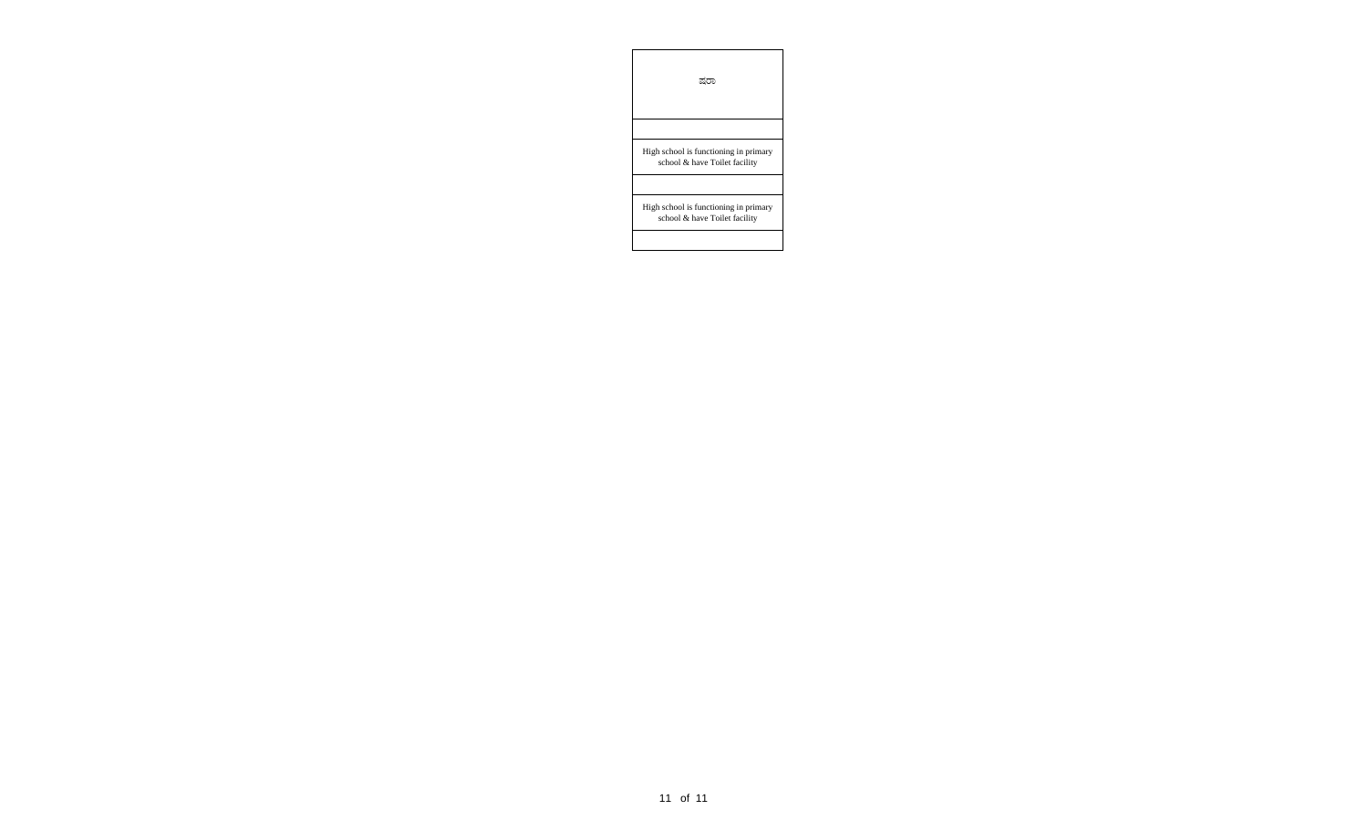| ಷರಾ |
|---|
| |
| High school is functioning in primary school & have Toilet facility |
| |
| High school is functioning in primary school & have Toilet facility |
| |